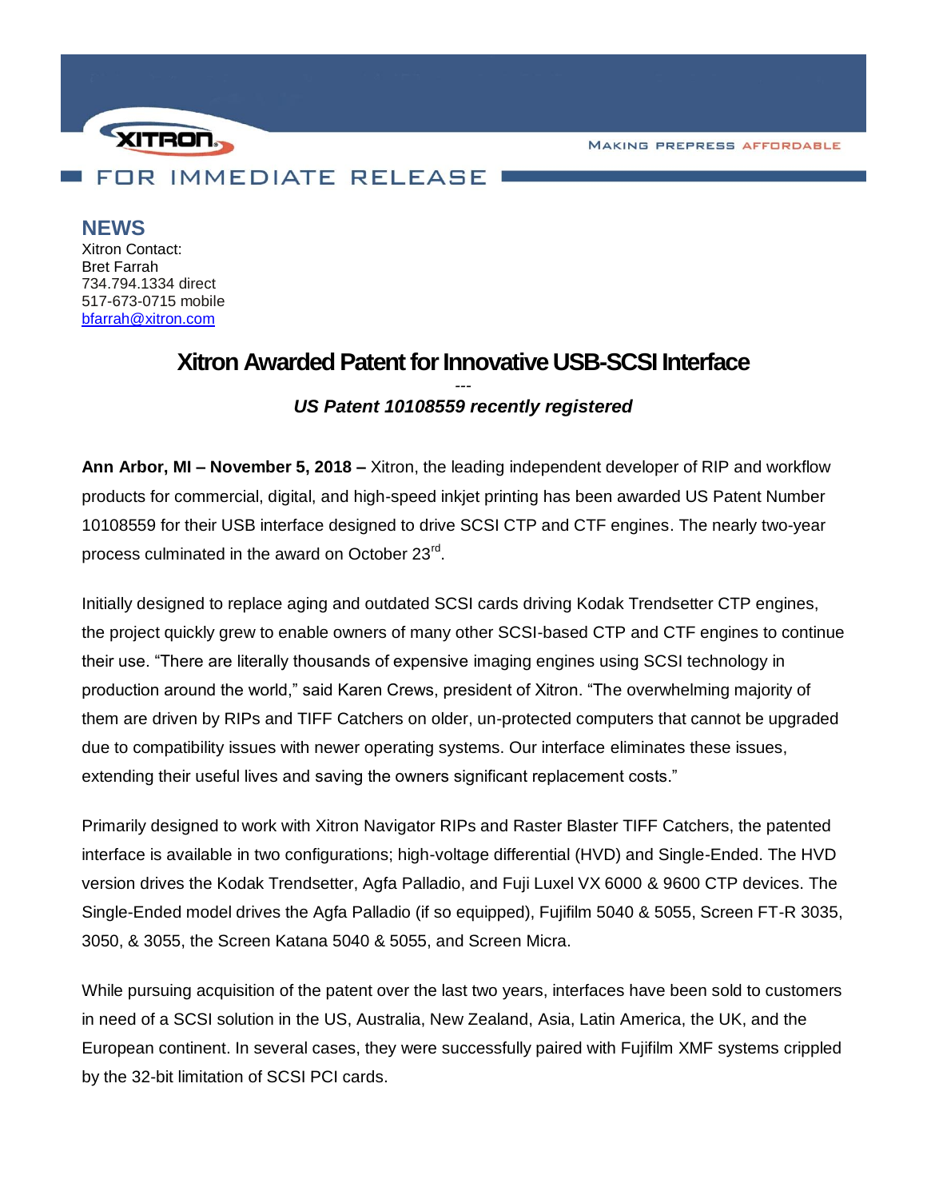XITRON

MAKING PREPRESS AFFORDABLE

FOR IMMEDIATE RELEASE

**NEWS**

Xitron Contact:
Bret Farrah
734.794.1334 direct
517-673-0715 mobile
bfarrah@xitron.com

# Xitron Awarded Patent for Innovative USB-SCSI Interface

---

***US Patent 10108559 recently registered***

**Ann Arbor, MI – November 5, 2018 –** Xitron, the leading independent developer of RIP and workflow products for commercial, digital, and high-speed inkjet printing has been awarded US Patent Number 10108559 for their USB interface designed to drive SCSI CTP and CTF engines. The nearly two-year process culminated in the award on October 23rd.

Initially designed to replace aging and outdated SCSI cards driving Kodak Trendsetter CTP engines, the project quickly grew to enable owners of many other SCSI-based CTP and CTF engines to continue their use. "There are literally thousands of expensive imaging engines using SCSI technology in production around the world," said Karen Crews, president of Xitron. "The overwhelming majority of them are driven by RIPs and TIFF Catchers on older, un-protected computers that cannot be upgraded due to compatibility issues with newer operating systems. Our interface eliminates these issues, extending their useful lives and saving the owners significant replacement costs."

Primarily designed to work with Xitron Navigator RIPs and Raster Blaster TIFF Catchers, the patented interface is available in two configurations; high-voltage differential (HVD) and Single-Ended. The HVD version drives the Kodak Trendsetter, Agfa Palladio, and Fuji Luxel VX 6000 & 9600 CTP devices. The Single-Ended model drives the Agfa Palladio (if so equipped), Fujifilm 5040 & 5055, Screen FT-R 3035, 3050, & 3055, the Screen Katana 5040 & 5055, and Screen Micra.

While pursuing acquisition of the patent over the last two years, interfaces have been sold to customers in need of a SCSI solution in the US, Australia, New Zealand, Asia, Latin America, the UK, and the European continent. In several cases, they were successfully paired with Fujifilm XMF systems crippled by the 32-bit limitation of SCSI PCI cards.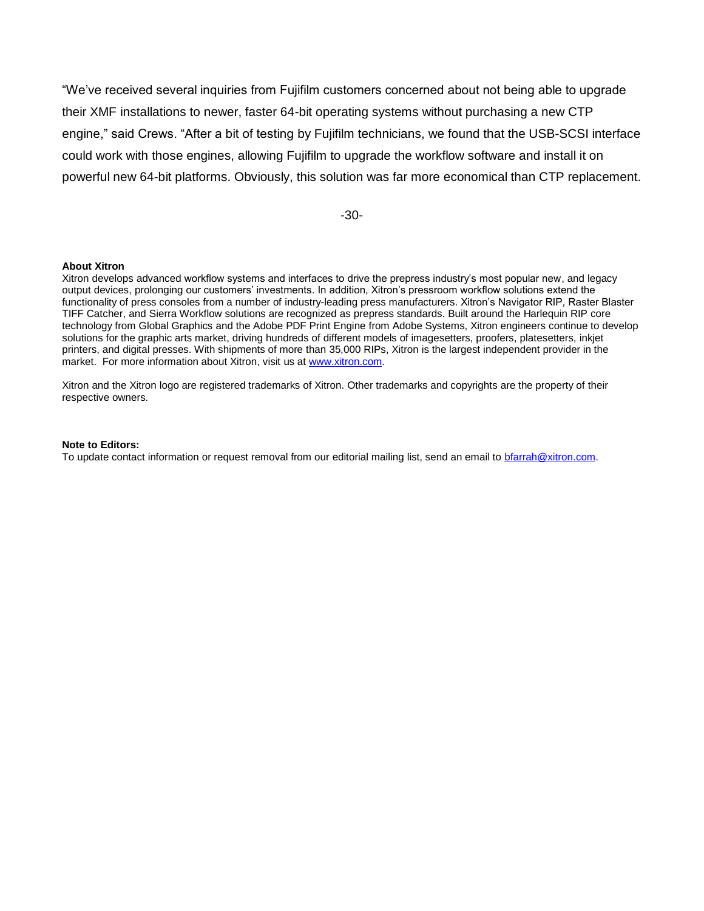"We've received several inquiries from Fujifilm customers concerned about not being able to upgrade their XMF installations to newer, faster 64-bit operating systems without purchasing a new CTP engine," said Crews. "After a bit of testing by Fujifilm technicians, we found that the USB-SCSI interface could work with those engines, allowing Fujifilm to upgrade the workflow software and install it on powerful new 64-bit platforms. Obviously, this solution was far more economical than CTP replacement.

-30-

**About Xitron**

Xitron develops advanced workflow systems and interfaces to drive the prepress industry's most popular new, and legacy output devices, prolonging our customers' investments. In addition, Xitron's pressroom workflow solutions extend the functionality of press consoles from a number of industry-leading press manufacturers. Xitron's Navigator RIP, Raster Blaster TIFF Catcher, and Sierra Workflow solutions are recognized as prepress standards. Built around the Harlequin RIP core technology from Global Graphics and the Adobe PDF Print Engine from Adobe Systems, Xitron engineers continue to develop solutions for the graphic arts market, driving hundreds of different models of imagesetters, proofers, platesetters, inkjet printers, and digital presses. With shipments of more than 35,000 RIPs, Xitron is the largest independent provider in the market. For more information about Xitron, visit us at [www.xitron.com](http://www.xitron.com).

Xitron and the Xitron logo are registered trademarks of Xitron. Other trademarks and copyrights are the property of their respective owners.

**Note to Editors:**

To update contact information or request removal from our editorial mailing list, send an email to [bfarrah@xitron.com](mailto:bfarrah@xitron.com).